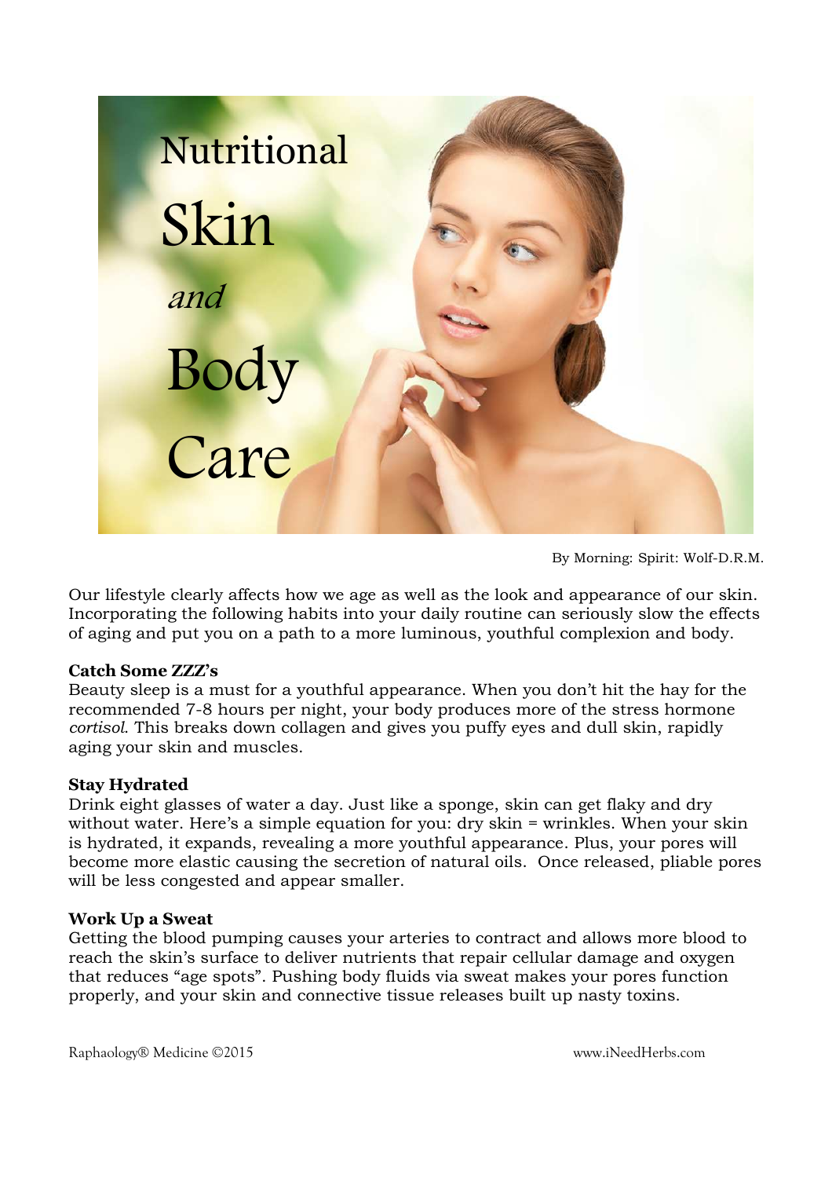# Nutritional Skin *and* Body Care

By Morning: Spirit: Wolf-D.R.M.

Our lifestyle clearly affects how we age as well as the look and appearance of our skin. Incorporating the following habits into your daily routine can seriously slow the effects of aging and put you on a path to a more luminous, youthful complexion and body.

**Catch Some ZZZ's**
Beauty sleep is a must for a youthful appearance. When you don't hit the hay for the recommended 7-8 hours per night, your body produces more of the stress hormone *cortisol*. This breaks down collagen and gives you puffy eyes and dull skin, rapidly aging your skin and muscles.

**Stay Hydrated**
Drink eight glasses of water a day. Just like a sponge, skin can get flaky and dry without water. Here's a simple equation for you: dry skin = wrinkles. When your skin is hydrated, it expands, revealing a more youthful appearance. Plus, your pores will become more elastic causing the secretion of natural oils. Once released, pliable pores will be less congested and appear smaller.

**Work Up a Sweat**
Getting the blood pumping causes your arteries to contract and allows more blood to reach the skin's surface to deliver nutrients that repair cellular damage and oxygen that reduces "age spots". Pushing body fluids via sweat makes your pores function properly, and your skin and connective tissue releases built up nasty toxins.

Raphaology® Medicine ©2015 www.iNeedHerbs.com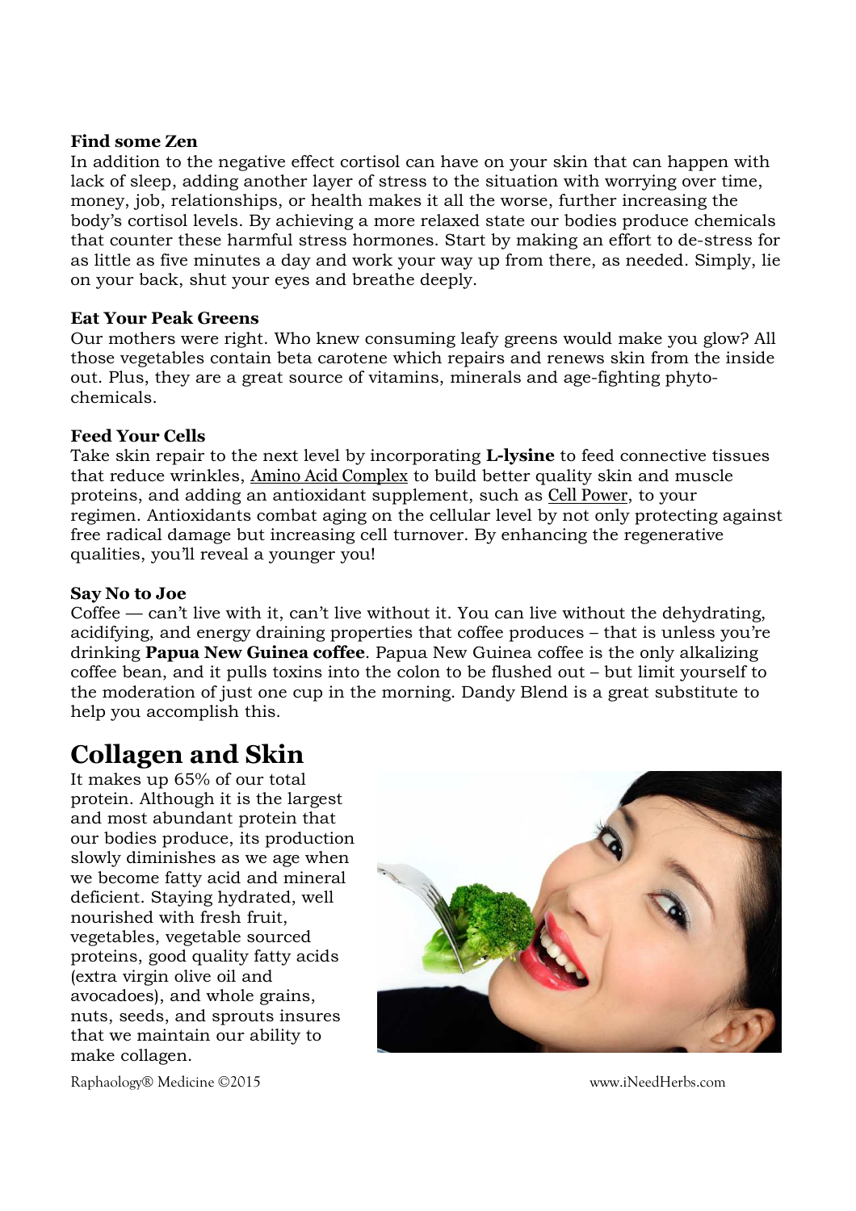**Find some Zen**

In addition to the negative effect cortisol can have on your skin that can happen with lack of sleep, adding another layer of stress to the situation with worrying over time, money, job, relationships, or health makes it all the worse, further increasing the body's cortisol levels. By achieving a more relaxed state our bodies produce chemicals that counter these harmful stress hormones. Start by making an effort to de-stress for as little as five minutes a day and work your way up from there, as needed. Simply, lie on your back, shut your eyes and breathe deeply.

**Eat Your Peak Greens**

Our mothers were right. Who knew consuming leafy greens would make you glow? All those vegetables contain beta carotene which repairs and renews skin from the inside out. Plus, they are a great source of vitamins, minerals and age-fighting phyto-chemicals.

**Feed Your Cells**

Take skin repair to the next level by incorporating **L-lysine** to feed connective tissues that reduce wrinkles, Amino Acid Complex to build better quality skin and muscle proteins, and adding an antioxidant supplement, such as Cell Power, to your regimen. Antioxidants combat aging on the cellular level by not only protecting against free radical damage but increasing cell turnover. By enhancing the regenerative qualities, you'll reveal a younger you!

**Say No to Joe**

Coffee — can't live with it, can't live without it. You can live without the dehydrating, acidifying, and energy draining properties that coffee produces – that is unless you're drinking **Papua New Guinea coffee**. Papua New Guinea coffee is the only alkalizing coffee bean, and it pulls toxins into the colon to be flushed out – but limit yourself to the moderation of just one cup in the morning. Dandy Blend is a great substitute to help you accomplish this.

# Collagen and Skin

It makes up 65% of our total protein. Although it is the largest and most abundant protein that our bodies produce, its production slowly diminishes as we age when we become fatty acid and mineral deficient. Staying hydrated, well nourished with fresh fruit, vegetables, vegetable sourced proteins, good quality fatty acids (extra virgin olive oil and avocadoes), and whole grains, nuts, seeds, and sprouts insures that we maintain our ability to make collagen.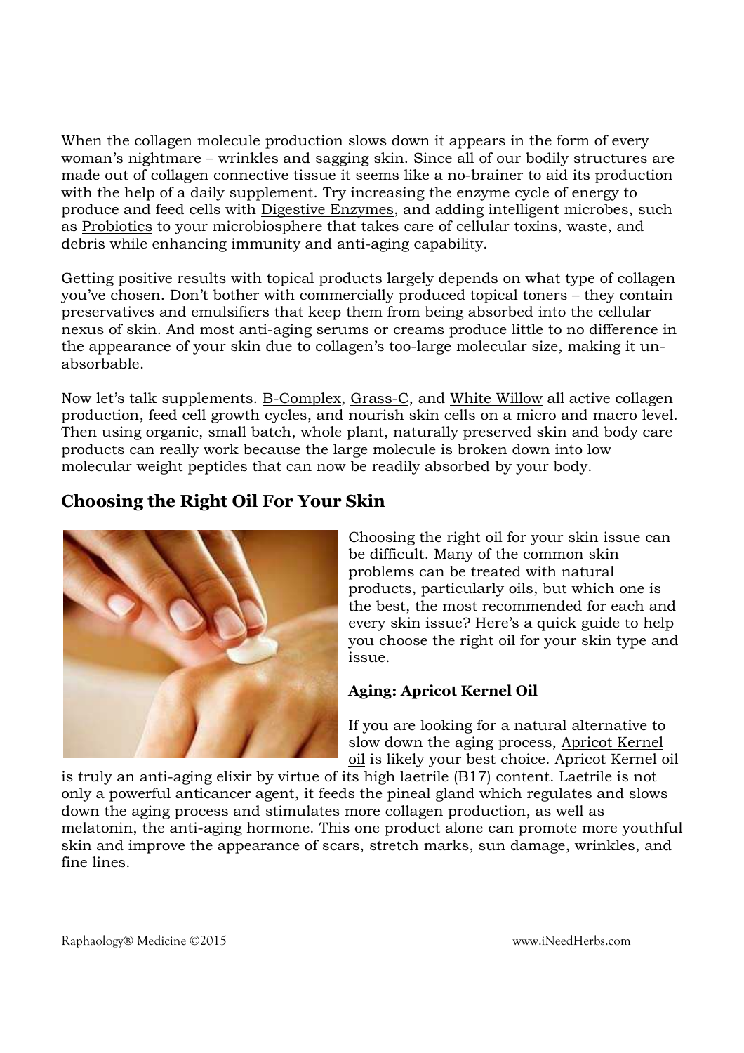When the collagen molecule production slows down it appears in the form of every woman's nightmare – wrinkles and sagging skin. Since all of our bodily structures are made out of collagen connective tissue it seems like a no-brainer to aid its production with the help of a daily supplement. Try increasing the enzyme cycle of energy to produce and feed cells with Digestive Enzymes, and adding intelligent microbes, such as Probiotics to your microbiosphere that takes care of cellular toxins, waste, and debris while enhancing immunity and anti-aging capability.

Getting positive results with topical products largely depends on what type of collagen you've chosen. Don't bother with commercially produced topical toners – they contain preservatives and emulsifiers that keep them from being absorbed into the cellular nexus of skin. And most anti-aging serums or creams produce little to no difference in the appearance of your skin due to collagen's too-large molecular size, making it un-absorbable.

Now let's talk supplements. B-Complex, Grass-C, and White Willow all active collagen production, feed cell growth cycles, and nourish skin cells on a micro and macro level. Then using organic, small batch, whole plant, naturally preserved skin and body care products can really work because the large molecule is broken down into low molecular weight peptides that can now be readily absorbed by your body.

## Choosing the Right Oil For Your Skin

Choosing the right oil for your skin issue can be difficult. Many of the common skin problems can be treated with natural products, particularly oils, but which one is the best, the most recommended for each and every skin issue? Here's a quick guide to help you choose the right oil for your skin type and issue.

**Aging: Apricot Kernel Oil**

If you are looking for a natural alternative to slow down the aging process, Apricot Kernel oil is likely your best choice. Apricot Kernel oil is truly an anti-aging elixir by virtue of its high laetrile (B17) content. Laetrile is not only a powerful anticancer agent, it feeds the pineal gland which regulates and slows down the aging process and stimulates more collagen production, as well as melatonin, the anti-aging hormone. This one product alone can promote more youthful skin and improve the appearance of scars, stretch marks, sun damage, wrinkles, and fine lines.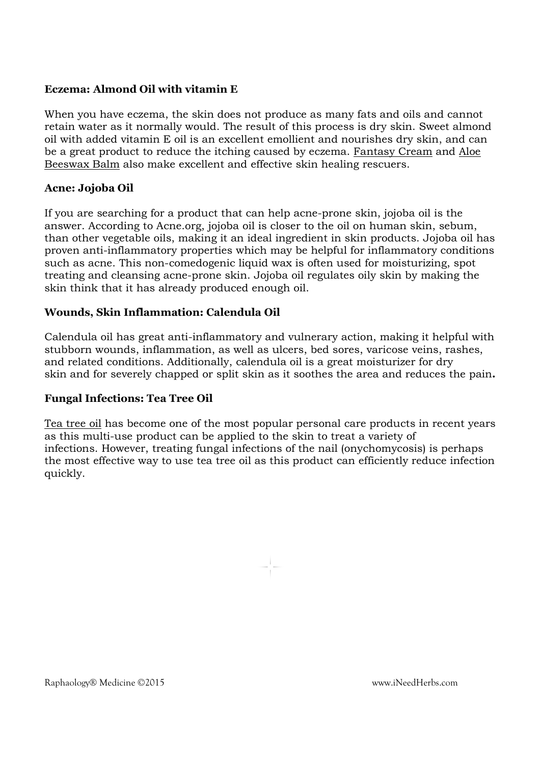**Eczema: Almond Oil with vitamin E**

When you have eczema, the skin does not produce as many fats and oils and cannot retain water as it normally would. The result of this process is dry skin. Sweet almond oil with added vitamin E oil is an excellent emollient and nourishes dry skin, and can be a great product to reduce the itching caused by eczema. Fantasy Cream and Aloe Beeswax Balm also make excellent and effective skin healing rescuers.

**Acne: Jojoba Oil**

If you are searching for a product that can help acne-prone skin, jojoba oil is the answer. According to Acne.org, jojoba oil is closer to the oil on human skin, sebum, than other vegetable oils, making it an ideal ingredient in skin products. Jojoba oil has proven anti-inflammatory properties which may be helpful for inflammatory conditions such as acne. This non-comedogenic liquid wax is often used for moisturizing, spot treating and cleansing acne-prone skin. Jojoba oil regulates oily skin by making the skin think that it has already produced enough oil.

**Wounds, Skin Inflammation: Calendula Oil**

Calendula oil has great anti-inflammatory and vulnerary action, making it helpful with stubborn wounds, inflammation, as well as ulcers, bed sores, varicose veins, rashes, and related conditions. Additionally, calendula oil is a great moisturizer for dry skin and for severely chapped or split skin as it soothes the area and reduces the pain**.**

**Fungal Infections: Tea Tree Oil**

Tea tree oil has become one of the most popular personal care products in recent years as this multi-use product can be applied to the skin to treat a variety of infections. However, treating fungal infections of the nail (onychomycosis) is perhaps the most effective way to use tea tree oil as this product can efficiently reduce infection quickly.